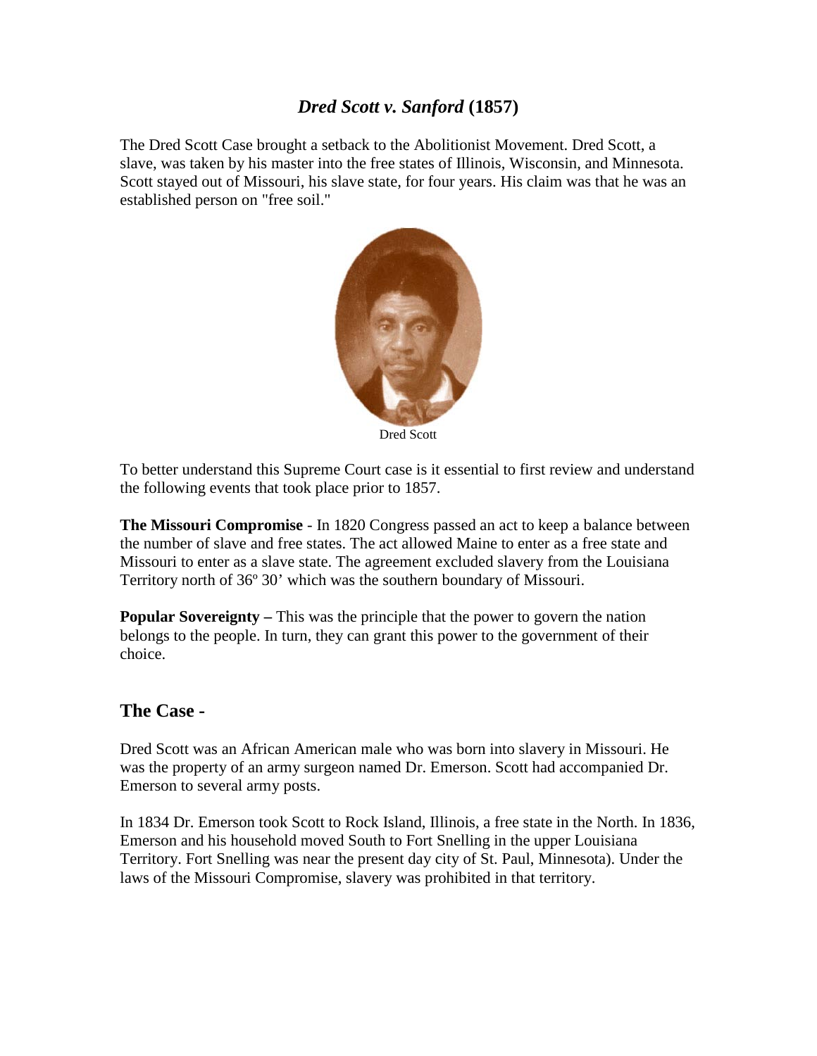# *Dred Scott v. Sanford* (1857)

The Dred Scott Case brought a setback to the Abolitionist Movement. Dred Scott, a slave, was taken by his master into the free states of Illinois, Wisconsin, and Minnesota. Scott stayed out of Missouri, his slave state, for four years. His claim was that he was an established person on "free soil."

Dred Scott

To better understand this Supreme Court case is it essential to first review and understand the following events that took place prior to 1857.

**The Missouri Compromise** - In 1820 Congress passed an act to keep a balance between the number of slave and free states. The act allowed Maine to enter as a free state and Missouri to enter as a slave state. The agreement excluded slavery from the Louisiana Territory north of 36º 30' which was the southern boundary of Missouri.

**Popular Sovereignty –** This was the principle that the power to govern the nation belongs to the people. In turn, they can grant this power to the government of their choice.

## The Case -

Dred Scott was an African American male who was born into slavery in Missouri. He was the property of an army surgeon named Dr. Emerson. Scott had accompanied Dr. Emerson to several army posts.

In 1834 Dr. Emerson took Scott to Rock Island, Illinois, a free state in the North. In 1836, Emerson and his household moved South to Fort Snelling in the upper Louisiana Territory. Fort Snelling was near the present day city of St. Paul, Minnesota). Under the laws of the Missouri Compromise, slavery was prohibited in that territory.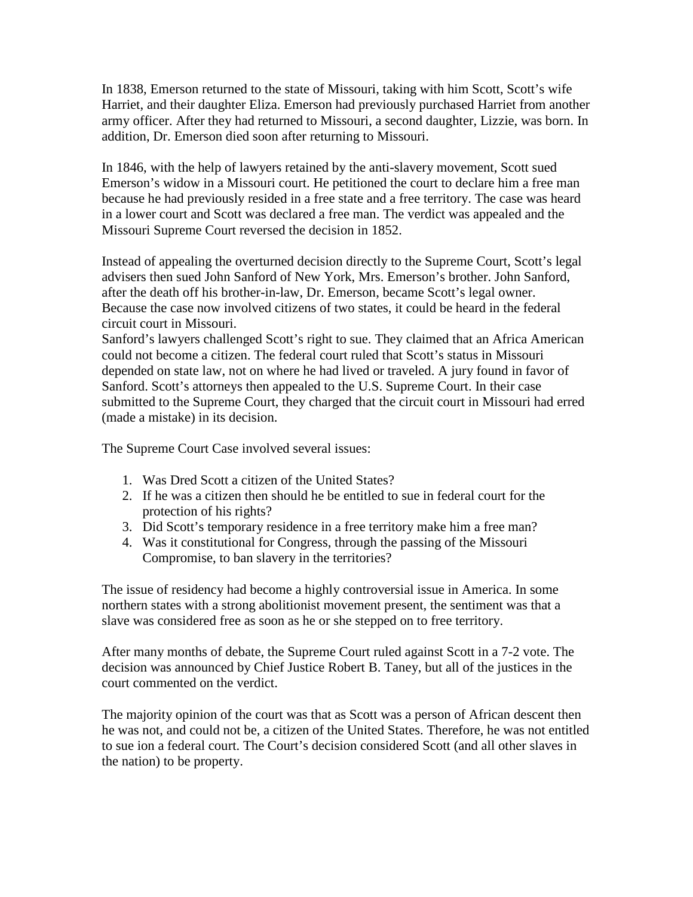In 1838, Emerson returned to the state of Missouri, taking with him Scott, Scott's wife Harriet, and their daughter Eliza. Emerson had previously purchased Harriet from another army officer. After they had returned to Missouri, a second daughter, Lizzie, was born. In addition, Dr. Emerson died soon after returning to Missouri.

In 1846, with the help of lawyers retained by the anti-slavery movement, Scott sued Emerson's widow in a Missouri court. He petitioned the court to declare him a free man because he had previously resided in a free state and a free territory. The case was heard in a lower court and Scott was declared a free man. The verdict was appealed and the Missouri Supreme Court reversed the decision in 1852.

Instead of appealing the overturned decision directly to the Supreme Court, Scott's legal advisers then sued John Sanford of New York, Mrs. Emerson's brother. John Sanford, after the death off his brother-in-law, Dr. Emerson, became Scott's legal owner. Because the case now involved citizens of two states, it could be heard in the federal circuit court in Missouri.
Sanford's lawyers challenged Scott's right to sue. They claimed that an Africa American could not become a citizen. The federal court ruled that Scott's status in Missouri depended on state law, not on where he had lived or traveled. A jury found in favor of Sanford. Scott's attorneys then appealed to the U.S. Supreme Court. In their case submitted to the Supreme Court, they charged that the circuit court in Missouri had erred (made a mistake) in its decision.

The Supreme Court Case involved several issues:

1. Was Dred Scott a citizen of the United States?
2. If he was a citizen then should he be entitled to sue in federal court for the protection of his rights?
3. Did Scott's temporary residence in a free territory make him a free man?
4. Was it constitutional for Congress, through the passing of the Missouri Compromise, to ban slavery in the territories?

The issue of residency had become a highly controversial issue in America. In some northern states with a strong abolitionist movement present, the sentiment was that a slave was considered free as soon as he or she stepped on to free territory.

After many months of debate, the Supreme Court ruled against Scott in a 7-2 vote. The decision was announced by Chief Justice Robert B. Taney, but all of the justices in the court commented on the verdict.

The majority opinion of the court was that as Scott was a person of African descent then he was not, and could not be, a citizen of the United States. Therefore, he was not entitled to sue ion a federal court. The Court's decision considered Scott (and all other slaves in the nation) to be property.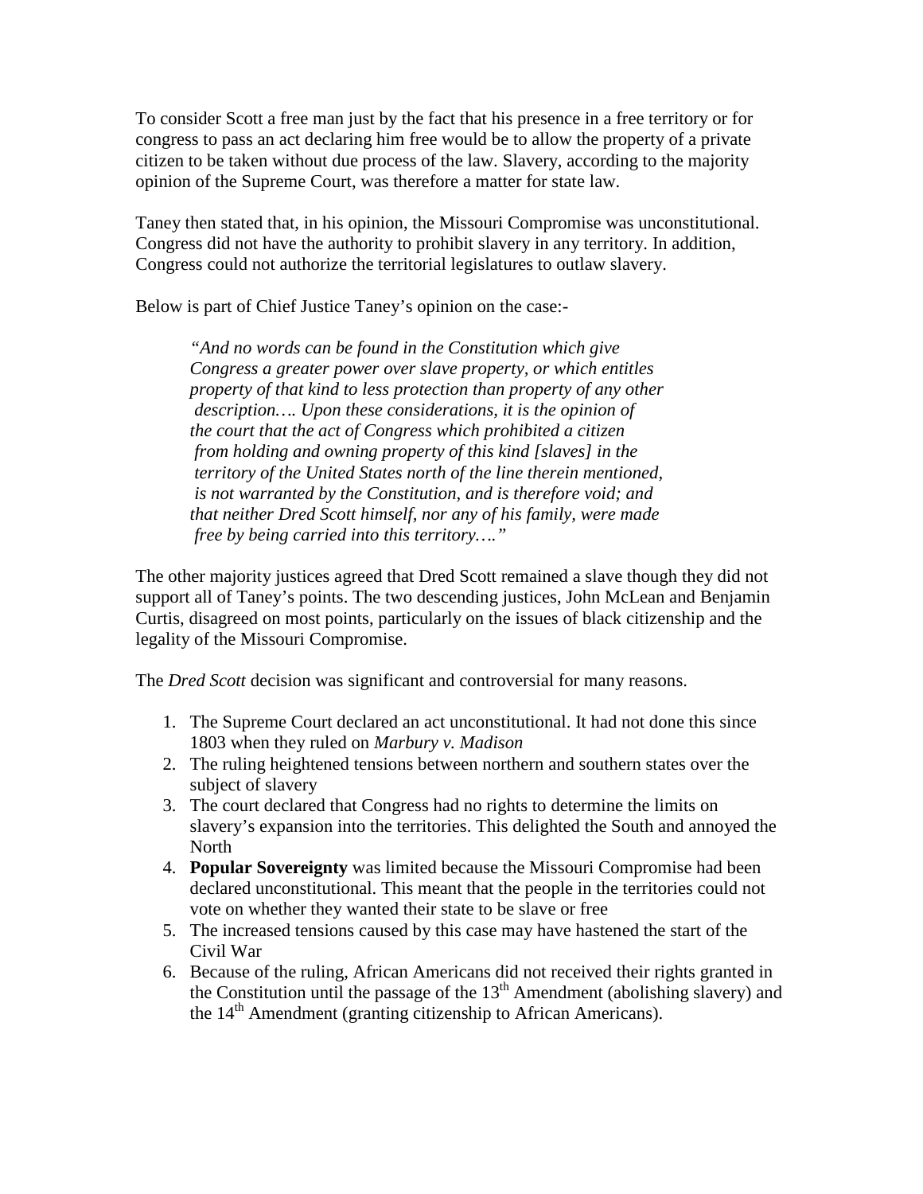To consider Scott a free man just by the fact that his presence in a free territory or for congress to pass an act declaring him free would be to allow the property of a private citizen to be taken without due process of the law. Slavery, according to the majority opinion of the Supreme Court, was therefore a matter for state law.

Taney then stated that, in his opinion, the Missouri Compromise was unconstitutional. Congress did not have the authority to prohibit slavery in any territory. In addition, Congress could not authorize the territorial legislatures to outlaw slavery.

Below is part of Chief Justice Taney's opinion on the case:-

> *"And no words can be found in the Constitution which give Congress a greater power over slave property, or which entitles property of that kind to less protection than property of any other description…. Upon these considerations, it is the opinion of the court that the act of Congress which prohibited a citizen from holding and owning property of this kind [slaves] in the territory of the United States north of the line therein mentioned, is not warranted by the Constitution, and is therefore void; and that neither Dred Scott himself, nor any of his family, were made free by being carried into this territory…."*

The other majority justices agreed that Dred Scott remained a slave though they did not support all of Taney's points. The two descending justices, John McLean and Benjamin Curtis, disagreed on most points, particularly on the issues of black citizenship and the legality of the Missouri Compromise.

The *Dred Scott* decision was significant and controversial for many reasons.

1. The Supreme Court declared an act unconstitutional. It had not done this since 1803 when they ruled on *Marbury v. Madison*
2. The ruling heightened tensions between northern and southern states over the subject of slavery
3. The court declared that Congress had no rights to determine the limits on slavery's expansion into the territories. This delighted the South and annoyed the North
4. **Popular Sovereignty** was limited because the Missouri Compromise had been declared unconstitutional. This meant that the people in the territories could not vote on whether they wanted their state to be slave or free
5. The increased tensions caused by this case may have hastened the start of the Civil War
6. Because of the ruling, African Americans did not received their rights granted in the Constitution until the passage of the 13$^{th}$ Amendment (abolishing slavery) and the 14$^{th}$ Amendment (granting citizenship to African Americans).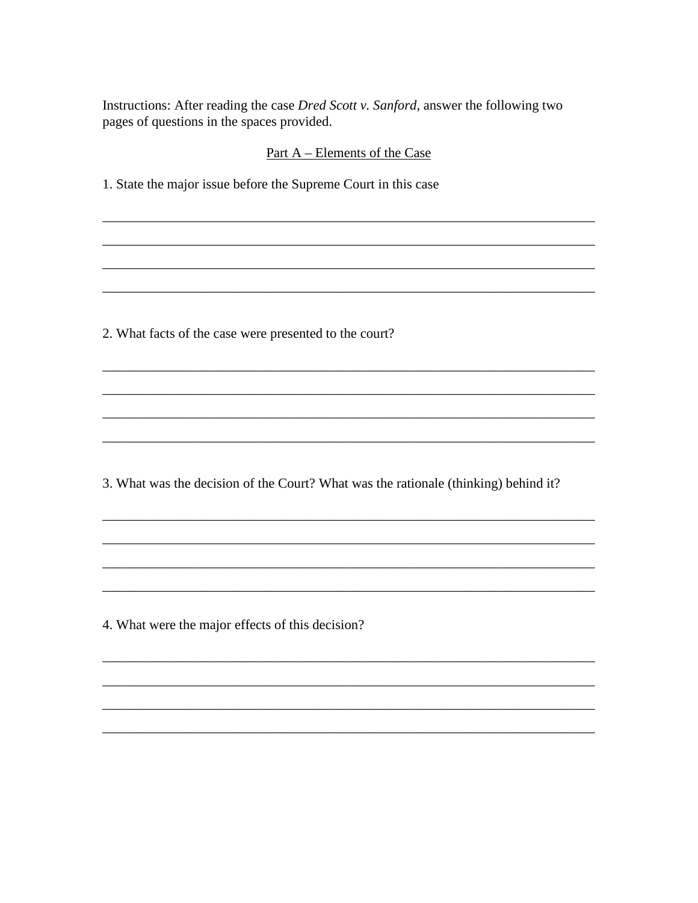Instructions: After reading the case *Dred Scott v. Sanford*, answer the following two pages of questions in the spaces provided.

<u>Part A – Elements of the Case</u>

1. State the major issue before the Supreme Court in this case

___________________________________________________________________________

___________________________________________________________________________

___________________________________________________________________________

___________________________________________________________________________

2. What facts of the case were presented to the court?

___________________________________________________________________________

___________________________________________________________________________

___________________________________________________________________________

___________________________________________________________________________

3. What was the decision of the Court? What was the rationale (thinking) behind it?

___________________________________________________________________________

___________________________________________________________________________

___________________________________________________________________________

___________________________________________________________________________

4. What were the major effects of this decision?

___________________________________________________________________________

___________________________________________________________________________

___________________________________________________________________________

___________________________________________________________________________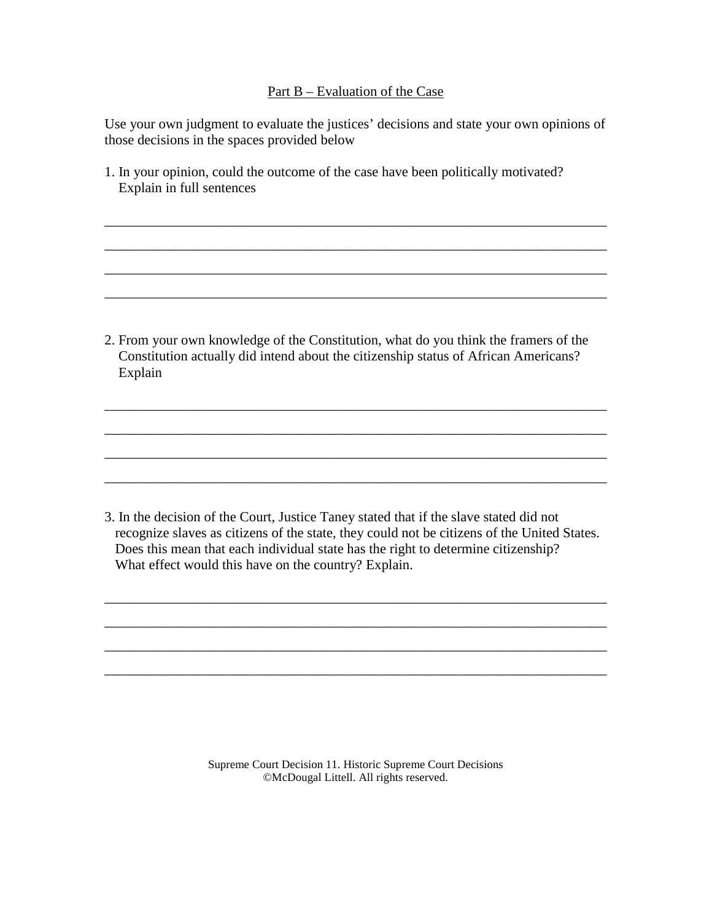## Part B – Evaluation of the Case

Use your own judgment to evaluate the justices' decisions and state your own opinions of those decisions in the spaces provided below

1. In your opinion, could the outcome of the case have been politically motivated? Explain in full sentences

____________________________________________________________________________

____________________________________________________________________________

____________________________________________________________________________

____________________________________________________________________________

2. From your own knowledge of the Constitution, what do you think the framers of the Constitution actually did intend about the citizenship status of African Americans? Explain

____________________________________________________________________________

____________________________________________________________________________

____________________________________________________________________________

____________________________________________________________________________

3. In the decision of the Court, Justice Taney stated that if the slave stated did not recognize slaves as citizens of the state, they could not be citizens of the United States. Does this mean that each individual state has the right to determine citizenship? What effect would this have on the country? Explain.

____________________________________________________________________________

____________________________________________________________________________

____________________________________________________________________________

____________________________________________________________________________

Supreme Court Decision 11. Historic Supreme Court Decisions
©McDougal Littell. All rights reserved.